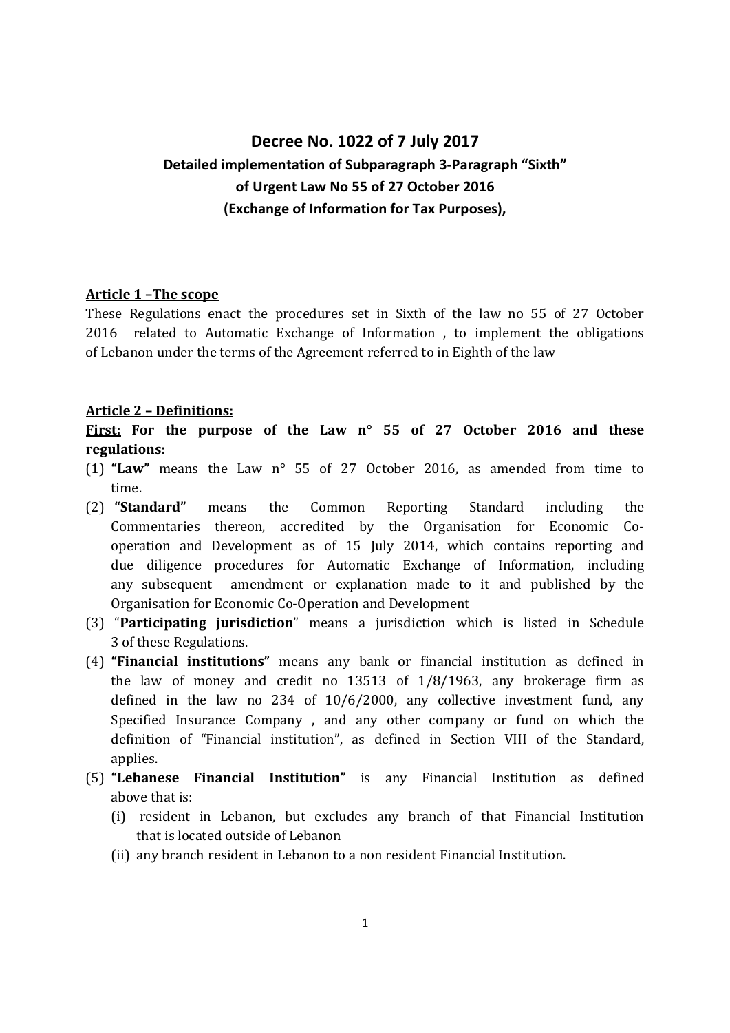# Decree No. 1022 of 7 July 2017

### Detailed implementation of Subparagraph 3-Paragraph "Sixth" of Urgent Law No 55 of 27 October 2016 (Exchange of Information for Tax Purposes),

**Article 1 –The scope**

These Regulations enact the procedures set in Sixth of the law no 55 of 27 October 2016 related to Automatic Exchange of Information , to implement the obligations of Lebanon under the terms of the Agreement referred to in Eighth of the law

**Article 2 – Definitions:**

**First: For the purpose of the Law n° 55 of 27 October 2016 and these regulations:**

(1) **"Law"** means the Law n° 55 of 27 October 2016, as amended from time to time.

(2) **"Standard"** means the Common Reporting Standard including the Commentaries thereon, accredited by the Organisation for Economic Co-operation and Development as of 15 July 2014, which contains reporting and due diligence procedures for Automatic Exchange of Information, including any subsequent amendment or explanation made to it and published by the Organisation for Economic Co-Operation and Development

(3) "**Participating jurisdiction**" means a jurisdiction which is listed in Schedule 3 of these Regulations.

(4) **"Financial institutions"** means any bank or financial institution as defined in the law of money and credit no 13513 of 1/8/1963, any brokerage firm as defined in the law no 234 of 10/6/2000, any collective investment fund, any Specified Insurance Company , and any other company or fund on which the definition of "Financial institution", as defined in Section VIII of the Standard, applies.

(5) **"Lebanese Financial Institution"** is any Financial Institution as defined above that is:

   (i) resident in Lebanon, but excludes any branch of that Financial Institution that is located outside of Lebanon

   (ii) any branch resident in Lebanon to a non resident Financial Institution.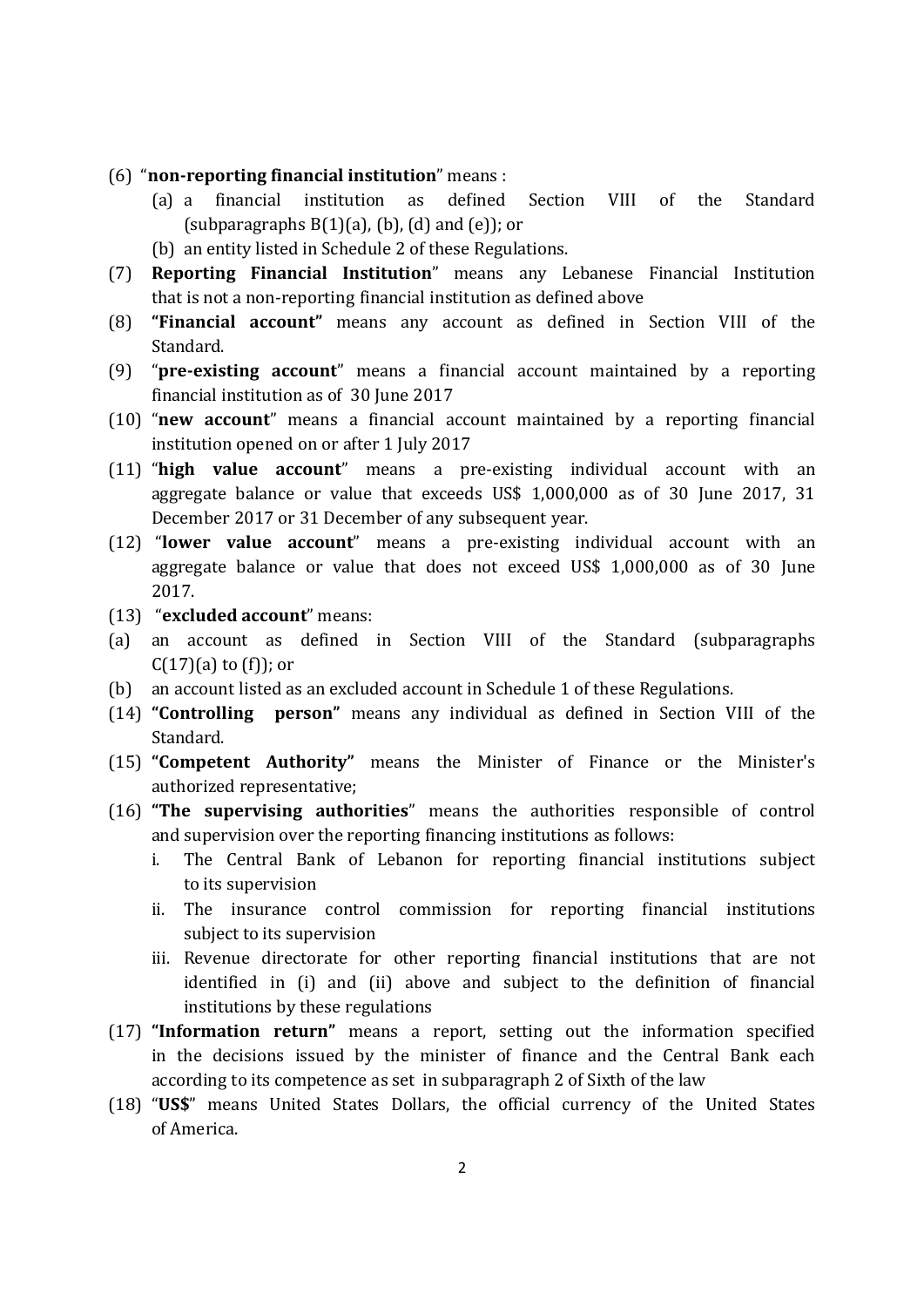(6) "**non-reporting financial institution**" means :

   (a) a financial institution as defined Section VIII of the Standard (subparagraphs B(1)(a), (b), (d) and (e)); or

   (b) an entity listed in Schedule 2 of these Regulations.

(7) **Reporting Financial Institution**" means any Lebanese Financial Institution that is not a non-reporting financial institution as defined above

(8) **"Financial account"** means any account as defined in Section VIII of the Standard.

(9) "**pre-existing account**" means a financial account maintained by a reporting financial institution as of 30 June 2017

(10) "**new account**" means a financial account maintained by a reporting financial institution opened on or after 1 July 2017

(11) "**high value account**" means a pre-existing individual account with an aggregate balance or value that exceeds US$ 1,000,000 as of 30 June 2017, 31 December 2017 or 31 December of any subsequent year.

(12) "**lower value account**" means a pre-existing individual account with an aggregate balance or value that does not exceed US$ 1,000,000 as of 30 June 2017.

(13) "**excluded account**" means:

(a) an account as defined in Section VIII of the Standard (subparagraphs C(17)(a) to (f)); or

(b) an account listed as an excluded account in Schedule 1 of these Regulations.

(14) **"Controlling person"** means any individual as defined in Section VIII of the Standard.

(15) **"Competent Authority"** means the Minister of Finance or the Minister's authorized representative;

(16) **"The supervising authorities**" means the authorities responsible of control and supervision over the reporting financing institutions as follows:

   i. The Central Bank of Lebanon for reporting financial institutions subject to its supervision

   ii. The insurance control commission for reporting financial institutions subject to its supervision

   iii. Revenue directorate for other reporting financial institutions that are not identified in (i) and (ii) above and subject to the definition of financial institutions by these regulations

(17) **"Information return"** means a report, setting out the information specified in the decisions issued by the minister of finance and the Central Bank each according to its competence as set in subparagraph 2 of Sixth of the law

(18) "**US$**" means United States Dollars, the official currency of the United States of America.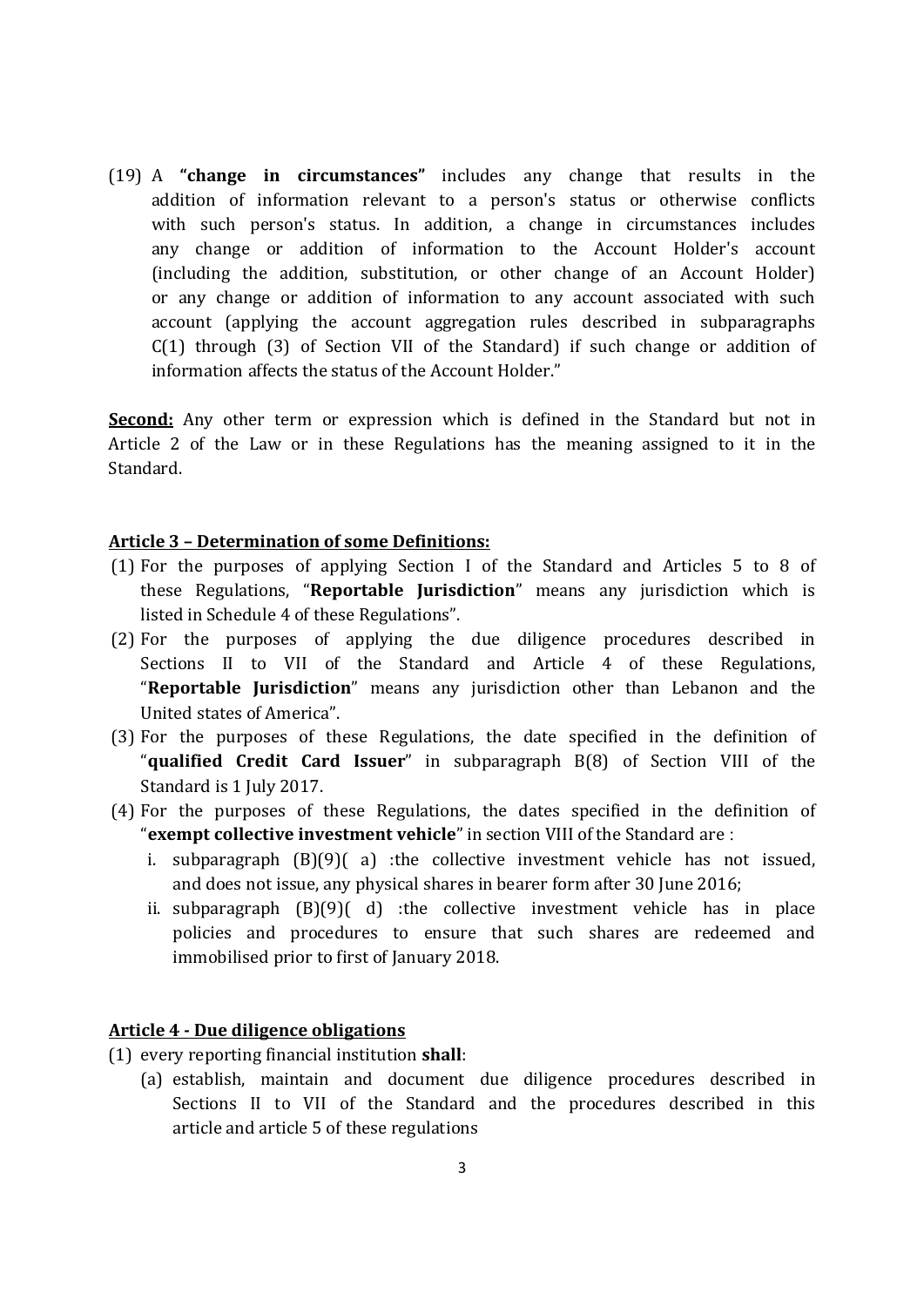(19) A **"change in circumstances"** includes any change that results in the addition of information relevant to a person's status or otherwise conflicts with such person's status. In addition, a change in circumstances includes any change or addition of information to the Account Holder's account (including the addition, substitution, or other change of an Account Holder) or any change or addition of information to any account associated with such account (applying the account aggregation rules described in subparagraphs C(1) through (3) of Section VII of the Standard) if such change or addition of information affects the status of the Account Holder."

**<u>Second:</u>** Any other term or expression which is defined in the Standard but not in Article 2 of the Law or in these Regulations has the meaning assigned to it in the Standard.

**<u>Article 3 – Determination of some Definitions:</u>**

(1) For the purposes of applying Section I of the Standard and Articles 5 to 8 of these Regulations, "**Reportable Jurisdiction**" means any jurisdiction which is listed in Schedule 4 of these Regulations".

(2) For the purposes of applying the due diligence procedures described in Sections II to VII of the Standard and Article 4 of these Regulations, "**Reportable Jurisdiction**" means any jurisdiction other than Lebanon and the United states of America".

(3) For the purposes of these Regulations, the date specified in the definition of "**qualified Credit Card Issuer**" in subparagraph B(8) of Section VIII of the Standard is 1 July 2017.

(4) For the purposes of these Regulations, the dates specified in the definition of "**exempt collective investment vehicle**" in section VIII of the Standard are :

   i. subparagraph (B)(9)( a) :the collective investment vehicle has not issued, and does not issue, any physical shares in bearer form after 30 June 2016;

   ii. subparagraph (B)(9)( d) :the collective investment vehicle has in place policies and procedures to ensure that such shares are redeemed and immobilised prior to first of January 2018.

**<u>Article 4 - Due diligence obligations</u>**

(1) every reporting financial institution **shall**:

   (a) establish, maintain and document due diligence procedures described in Sections II to VII of the Standard and the procedures described in this article and article 5 of these regulations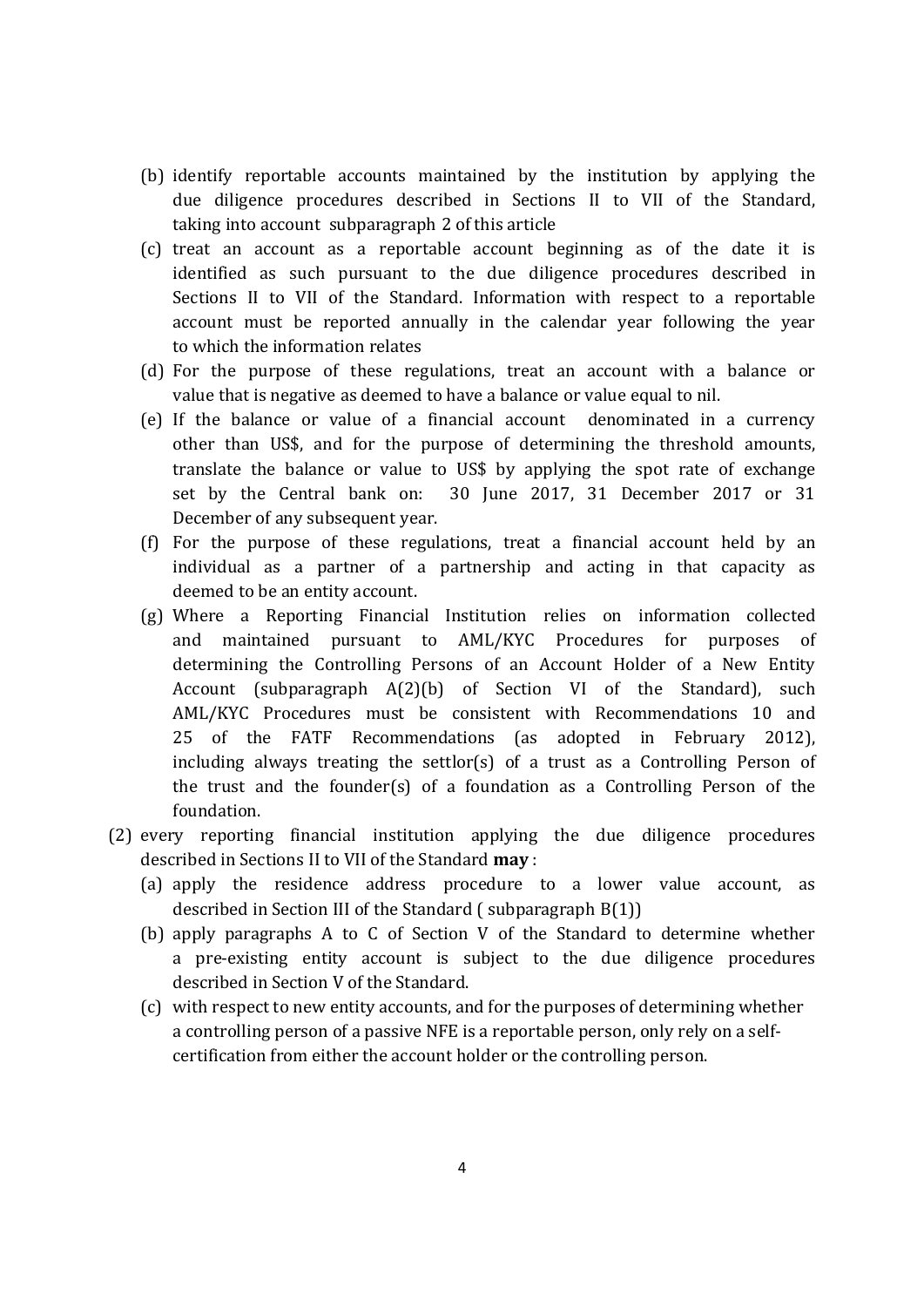(b) identify reportable accounts maintained by the institution by applying the due diligence procedures described in Sections II to VII of the Standard, taking into account subparagraph 2 of this article

(c) treat an account as a reportable account beginning as of the date it is identified as such pursuant to the due diligence procedures described in Sections II to VII of the Standard. Information with respect to a reportable account must be reported annually in the calendar year following the year to which the information relates

(d) For the purpose of these regulations, treat an account with a balance or value that is negative as deemed to have a balance or value equal to nil.

(e) If the balance or value of a financial account denominated in a currency other than US$, and for the purpose of determining the threshold amounts, translate the balance or value to US$ by applying the spot rate of exchange set by the Central bank on: 30 June 2017, 31 December 2017 or 31 December of any subsequent year.

(f) For the purpose of these regulations, treat a financial account held by an individual as a partner of a partnership and acting in that capacity as deemed to be an entity account.

(g) Where a Reporting Financial Institution relies on information collected and maintained pursuant to AML/KYC Procedures for purposes of determining the Controlling Persons of an Account Holder of a New Entity Account (subparagraph A(2)(b) of Section VI of the Standard), such AML/KYC Procedures must be consistent with Recommendations 10 and 25 of the FATF Recommendations (as adopted in February 2012), including always treating the settlor(s) of a trust as a Controlling Person of the trust and the founder(s) of a foundation as a Controlling Person of the foundation.

(2) every reporting financial institution applying the due diligence procedures described in Sections II to VII of the Standard **may** :

(a) apply the residence address procedure to a lower value account, as described in Section III of the Standard ( subparagraph B(1))

(b) apply paragraphs A to C of Section V of the Standard to determine whether a pre-existing entity account is subject to the due diligence procedures described in Section V of the Standard.

(c) with respect to new entity accounts, and for the purposes of determining whether a controlling person of a passive NFE is a reportable person, only rely on a self-certification from either the account holder or the controlling person.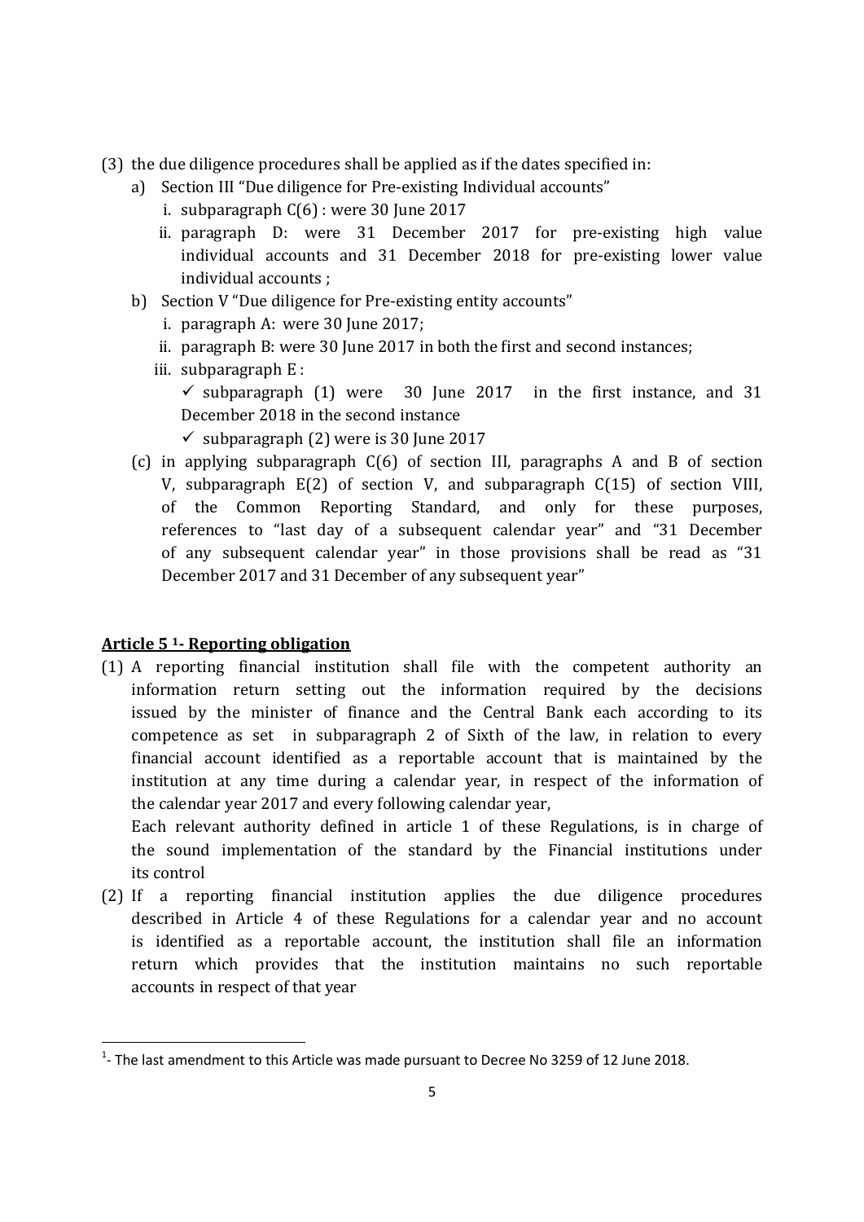(3) the due diligence procedures shall be applied as if the dates specified in:

a) Section III "Due diligence for Pre-existing Individual accounts"
   i. subparagraph C(6) : were 30 June 2017
   ii. paragraph D: were 31 December 2017 for pre-existing high value individual accounts and 31 December 2018 for pre-existing lower value individual accounts ;

b) Section V "Due diligence for Pre-existing entity accounts"
   i. paragraph A: were 30 June 2017;
   ii. paragraph B: were 30 June 2017 in both the first and second instances;
   iii. subparagraph E :
      ✓ subparagraph (1) were 30 June 2017 in the first instance, and 31 December 2018 in the second instance
      ✓ subparagraph (2) were is 30 June 2017

(c) in applying subparagraph C(6) of section III, paragraphs A and B of section V, subparagraph E(2) of section V, and subparagraph C(15) of section VIII, of the Common Reporting Standard, and only for these purposes, references to "last day of a subsequent calendar year" and "31 December of any subsequent calendar year" in those provisions shall be read as "31 December 2017 and 31 December of any subsequent year"

**Article 5 [1]- Reporting obligation**

(1) A reporting financial institution shall file with the competent authority an information return setting out the information required by the decisions issued by the minister of finance and the Central Bank each according to its competence as set in subparagraph 2 of Sixth of the law, in relation to every financial account identified as a reportable account that is maintained by the institution at any time during a calendar year, in respect of the information of the calendar year 2017 and every following calendar year,

Each relevant authority defined in article 1 of these Regulations, is in charge of the sound implementation of the standard by the Financial institutions under its control

(2) If a reporting financial institution applies the due diligence procedures described in Article 4 of these Regulations for a calendar year and no account is identified as a reportable account, the institution shall file an information return which provides that the institution maintains no such reportable accounts in respect of that year

---

[1]- The last amendment to this Article was made pursuant to Decree No 3259 of 12 June 2018.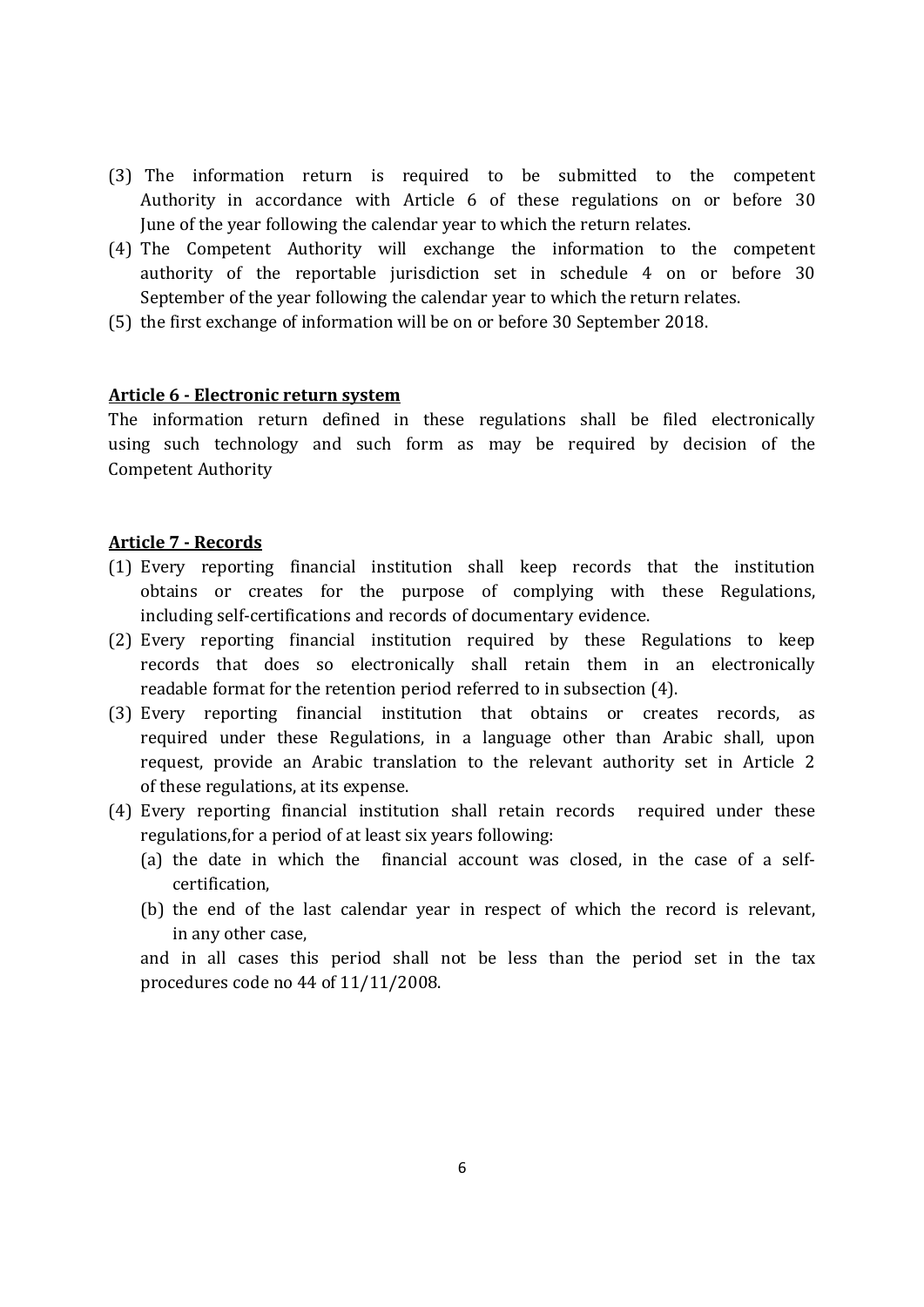(3) The information return is required to be submitted to the competent Authority in accordance with Article 6 of these regulations on or before 30 June of the year following the calendar year to which the return relates.

(4) The Competent Authority will exchange the information to the competent authority of the reportable jurisdiction set in schedule 4 on or before 30 September of the year following the calendar year to which the return relates.

(5) the first exchange of information will be on or before 30 September 2018.

**Article 6 - Electronic return system**

The information return defined in these regulations shall be filed electronically using such technology and such form as may be required by decision of the Competent Authority

**Article 7 - Records**

(1) Every reporting financial institution shall keep records that the institution obtains or creates for the purpose of complying with these Regulations, including self-certifications and records of documentary evidence.

(2) Every reporting financial institution required by these Regulations to keep records that does so electronically shall retain them in an electronically readable format for the retention period referred to in subsection (4).

(3) Every reporting financial institution that obtains or creates records, as required under these Regulations, in a language other than Arabic shall, upon request, provide an Arabic translation to the relevant authority set in Article 2 of these regulations, at its expense.

(4) Every reporting financial institution shall retain records required under these regulations,for a period of at least six years following:

   (a) the date in which the financial account was closed, in the case of a self-certification,

   (b) the end of the last calendar year in respect of which the record is relevant, in any other case,

   and in all cases this period shall not be less than the period set in the tax procedures code no 44 of 11/11/2008.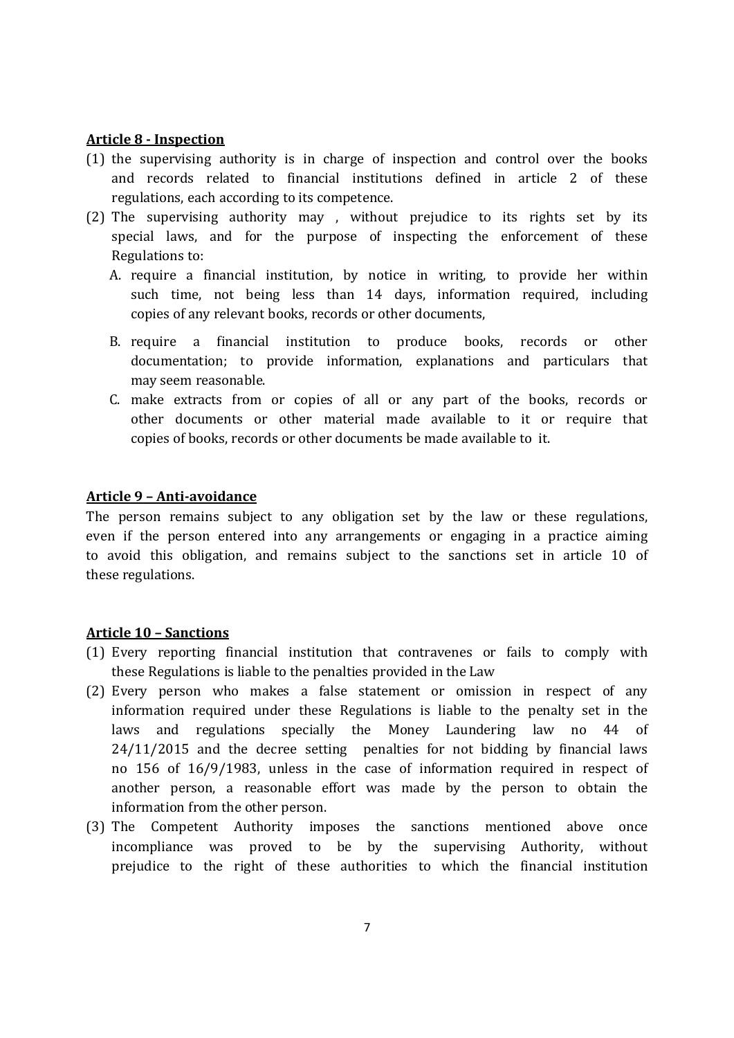**Article 8 - Inspection**

(1) the supervising authority is in charge of inspection and control over the books and records related to financial institutions defined in article 2 of these regulations, each according to its competence.

(2) The supervising authority may , without prejudice to its rights set by its special laws, and for the purpose of inspecting the enforcement of these Regulations to:

  A. require a financial institution, by notice in writing, to provide her within such time, not being less than 14 days, information required, including copies of any relevant books, records or other documents,

  B. require a financial institution to produce books, records or other documentation; to provide information, explanations and particulars that may seem reasonable.

  C. make extracts from or copies of all or any part of the books, records or other documents or other material made available to it or require that copies of books, records or other documents be made available to it.

**Article 9 – Anti-avoidance**

The person remains subject to any obligation set by the law or these regulations, even if the person entered into any arrangements or engaging in a practice aiming to avoid this obligation, and remains subject to the sanctions set in article 10 of these regulations.

**Article 10 – Sanctions**

(1) Every reporting financial institution that contravenes or fails to comply with these Regulations is liable to the penalties provided in the Law

(2) Every person who makes a false statement or omission in respect of any information required under these Regulations is liable to the penalty set in the laws and regulations specially the Money Laundering law no 44 of 24/11/2015 and the decree setting penalties for not bidding by financial laws no 156 of 16/9/1983, unless in the case of information required in respect of another person, a reasonable effort was made by the person to obtain the information from the other person.

(3) The Competent Authority imposes the sanctions mentioned above once incompliance was proved to be by the supervising Authority, without prejudice to the right of these authorities to which the financial institution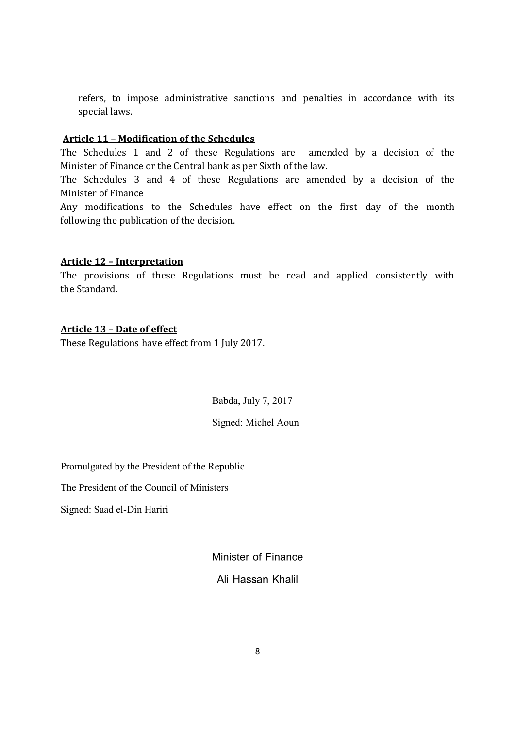refers, to impose administrative sanctions and penalties in accordance with its special laws.

**Article 11 – Modification of the Schedules**

The Schedules 1 and 2 of these Regulations are amended by a decision of the Minister of Finance or the Central bank as per Sixth of the law.

The Schedules 3 and 4 of these Regulations are amended by a decision of the Minister of Finance

Any modifications to the Schedules have effect on the first day of the month following the publication of the decision.

**Article 12 – Interpretation**

The provisions of these Regulations must be read and applied consistently with the Standard.

**Article 13 – Date of effect**

These Regulations have effect from 1 July 2017.

Babda, July 7, 2017

Signed: Michel Aoun

Promulgated by the President of the Republic

The President of the Council of Ministers

Signed: Saad el-Din Hariri

Minister of Finance

Ali Hassan Khalil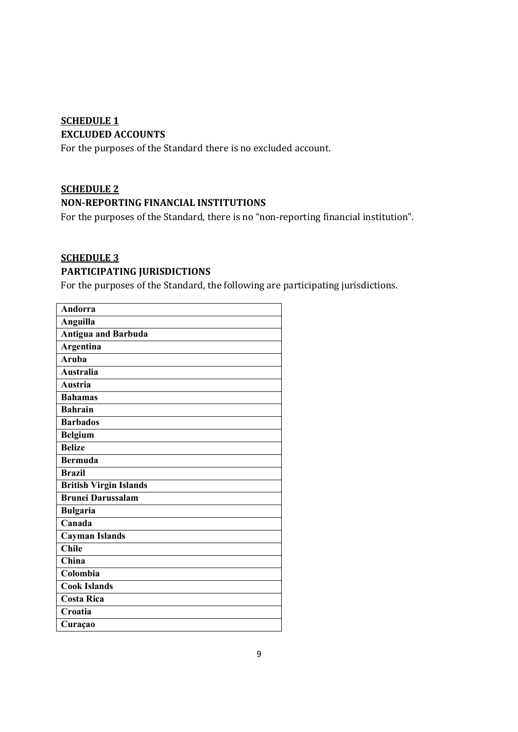## SCHEDULE 1

**EXCLUDED ACCOUNTS**

For the purposes of the Standard there is no excluded account.

## SCHEDULE 2

**NON-REPORTING FINANCIAL INSTITUTIONS**

For the purposes of the Standard, there is no "non-reporting financial institution".

## SCHEDULE 3

**PARTICIPATING JURISDICTIONS**

For the purposes of the Standard, the following are participating jurisdictions.

| Andorra |
|---|
| Anguilla |
| Antigua and Barbuda |
| Argentina |
| Aruba |
| Australia |
| Austria |
| Bahamas |
| Bahrain |
| Barbados |
| Belgium |
| Belize |
| Bermuda |
| Brazil |
| British Virgin Islands |
| Brunei Darussalam |
| Bulgaria |
| Canada |
| Cayman Islands |
| Chile |
| China |
| Colombia |
| Cook Islands |
| Costa Rica |
| Croatia |
| Curaçao |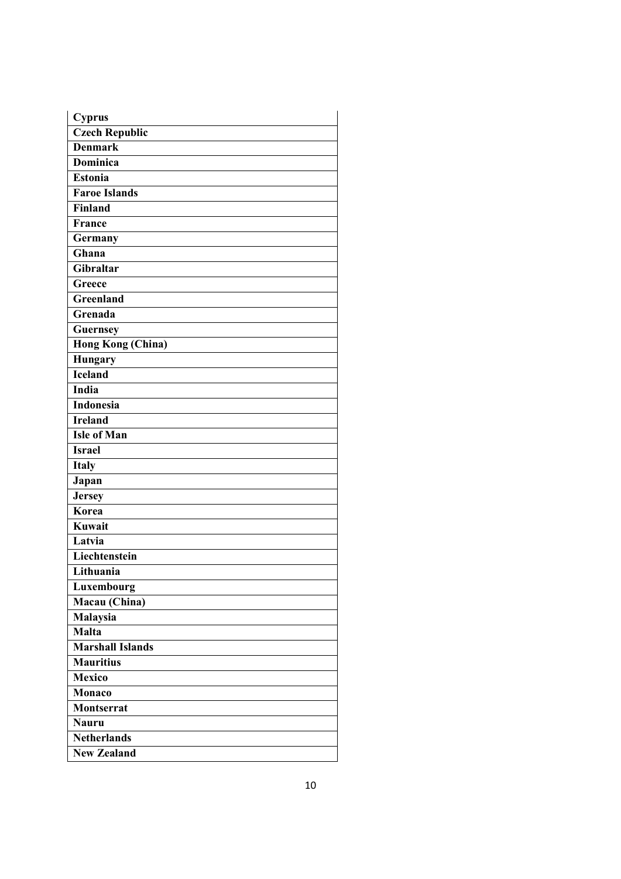| |
|---|
| **Cyprus** |
| **Czech Republic** |
| **Denmark** |
| **Dominica** |
| **Estonia** |
| **Faroe Islands** |
| **Finland** |
| **France** |
| **Germany** |
| **Ghana** |
| **Gibraltar** |
| **Greece** |
| **Greenland** |
| **Grenada** |
| **Guernsey** |
| **Hong Kong (China)** |
| **Hungary** |
| **Iceland** |
| **India** |
| **Indonesia** |
| **Ireland** |
| **Isle of Man** |
| **Israel** |
| **Italy** |
| **Japan** |
| **Jersey** |
| **Korea** |
| **Kuwait** |
| **Latvia** |
| **Liechtenstein** |
| **Lithuania** |
| **Luxembourg** |
| **Macau (China)** |
| **Malaysia** |
| **Malta** |
| **Marshall Islands** |
| **Mauritius** |
| **Mexico** |
| **Monaco** |
| **Montserrat** |
| **Nauru** |
| **Netherlands** |
| **New Zealand** |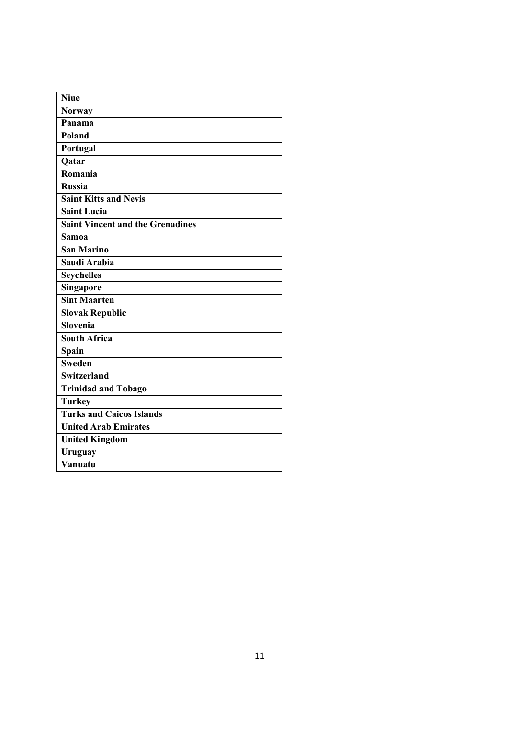| |
|---|
| **Niue** |
| **Norway** |
| **Panama** |
| **Poland** |
| **Portugal** |
| **Qatar** |
| **Romania** |
| **Russia** |
| **Saint Kitts and Nevis** |
| **Saint Lucia** |
| **Saint Vincent and the Grenadines** |
| **Samoa** |
| **San Marino** |
| **Saudi Arabia** |
| **Seychelles** |
| **Singapore** |
| **Sint Maarten** |
| **Slovak Republic** |
| **Slovenia** |
| **South Africa** |
| **Spain** |
| **Sweden** |
| **Switzerland** |
| **Trinidad and Tobago** |
| **Turkey** |
| **Turks and Caicos Islands** |
| **United Arab Emirates** |
| **United Kingdom** |
| **Uruguay** |
| **Vanuatu** |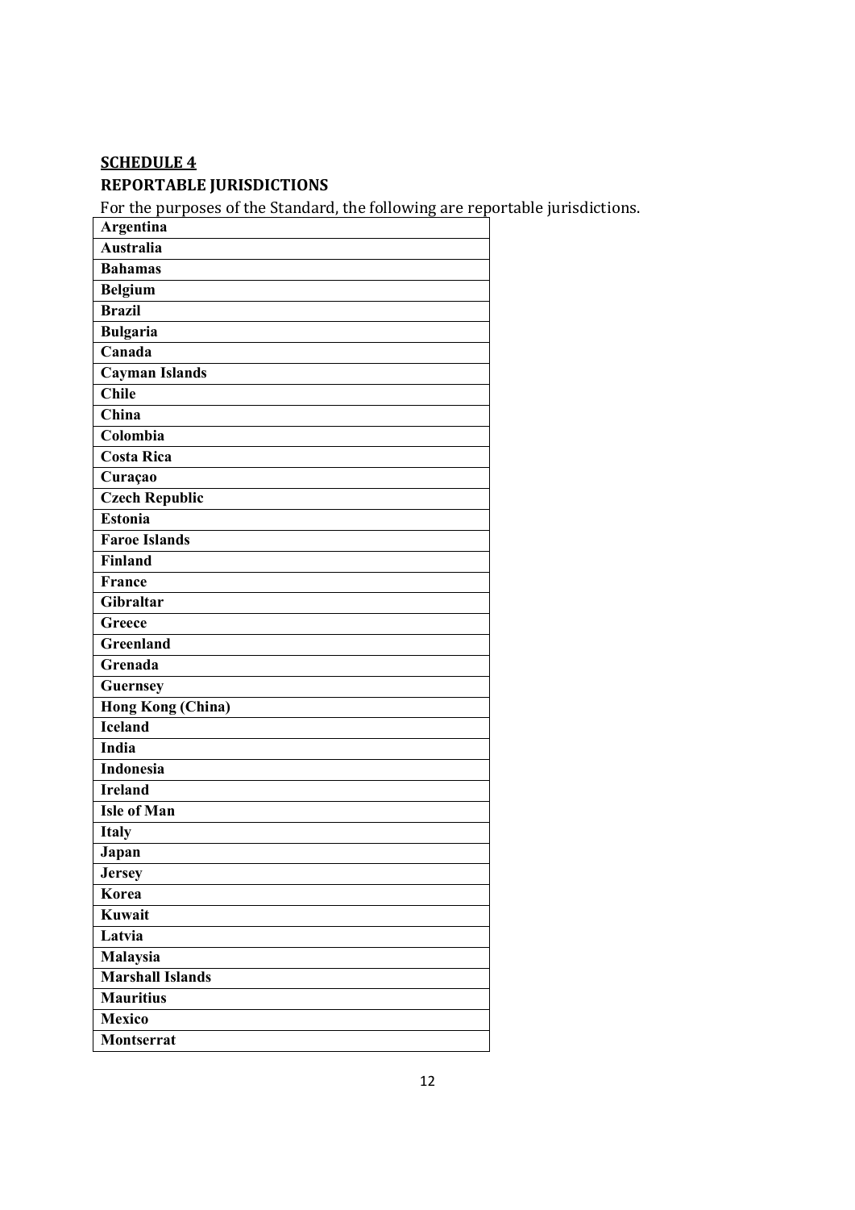**SCHEDULE 4**

**REPORTABLE JURISDICTIONS**

For the purposes of the Standard, the following are reportable jurisdictions.

| |
|---|
| **Argentina** |
| **Australia** |
| **Bahamas** |
| **Belgium** |
| **Brazil** |
| **Bulgaria** |
| **Canada** |
| **Cayman Islands** |
| **Chile** |
| **China** |
| **Colombia** |
| **Costa Rica** |
| **Curaçao** |
| **Czech Republic** |
| **Estonia** |
| **Faroe Islands** |
| **Finland** |
| **France** |
| **Gibraltar** |
| **Greece** |
| **Greenland** |
| **Grenada** |
| **Guernsey** |
| **Hong Kong (China)** |
| **Iceland** |
| **India** |
| **Indonesia** |
| **Ireland** |
| **Isle of Man** |
| **Italy** |
| **Japan** |
| **Jersey** |
| **Korea** |
| **Kuwait** |
| **Latvia** |
| **Malaysia** |
| **Marshall Islands** |
| **Mauritius** |
| **Mexico** |
| **Montserrat** |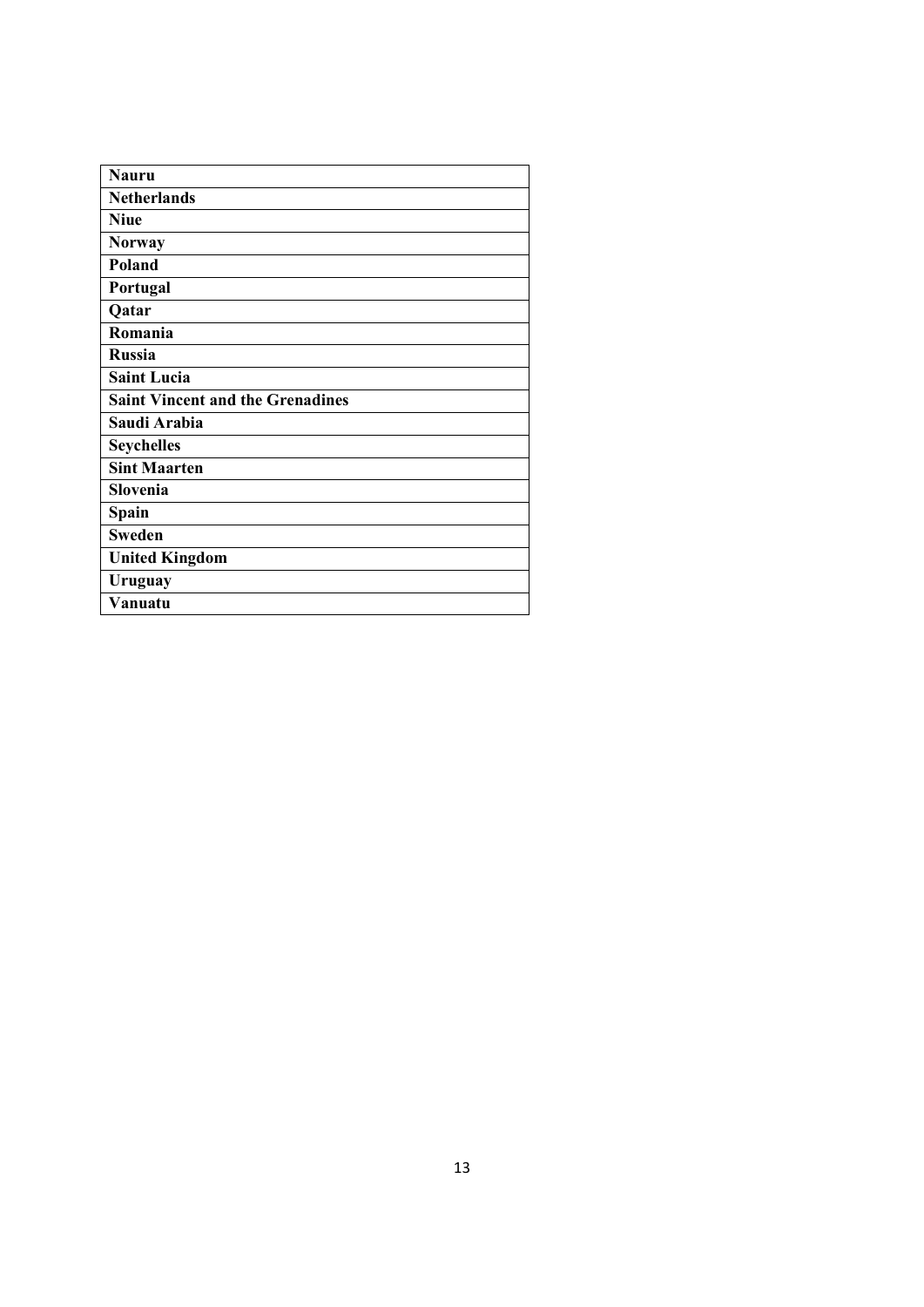| |
|---|
| **Nauru** |
| **Netherlands** |
| **Niue** |
| **Norway** |
| **Poland** |
| **Portugal** |
| **Qatar** |
| **Romania** |
| **Russia** |
| **Saint Lucia** |
| **Saint Vincent and the Grenadines** |
| **Saudi Arabia** |
| **Seychelles** |
| **Sint Maarten** |
| **Slovenia** |
| **Spain** |
| **Sweden** |
| **United Kingdom** |
| **Uruguay** |
| **Vanuatu** |